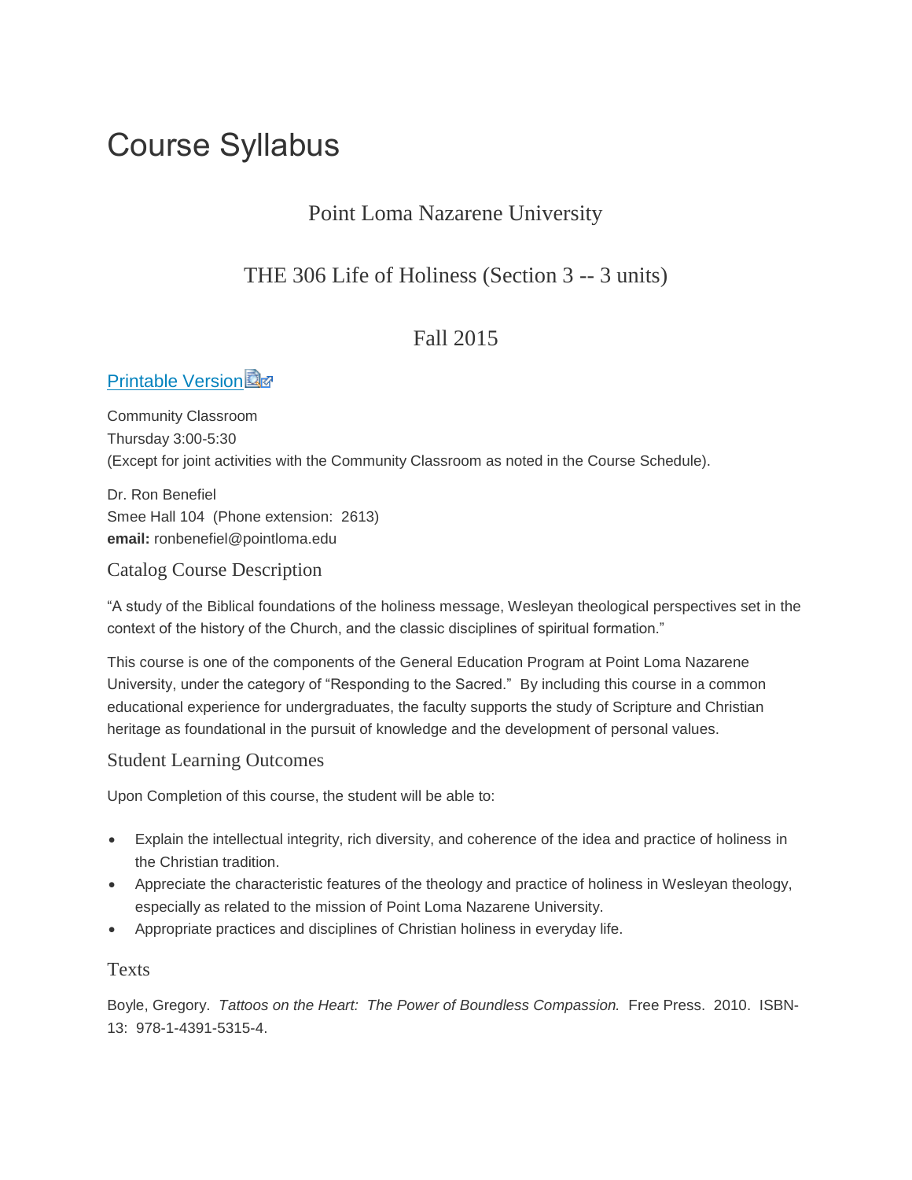# Course Syllabus

## Point Loma Nazarene University

## THE 306 Life of Holiness (Section 3 -- 3 units)

## Fall 2015

[Printable Version](#)

Community Classroom
Thursday 3:00-5:30
(Except for joint activities with the Community Classroom as noted in the Course Schedule).

Dr. Ron Benefiel
Smee Hall 104 (Phone extension: 2613)
**email:** ronbenefiel@pointloma.edu

### Catalog Course Description

"A study of the Biblical foundations of the holiness message, Wesleyan theological perspectives set in the context of the history of the Church, and the classic disciplines of spiritual formation."

This course is one of the components of the General Education Program at Point Loma Nazarene University, under the category of "Responding to the Sacred." By including this course in a common educational experience for undergraduates, the faculty supports the study of Scripture and Christian heritage as foundational in the pursuit of knowledge and the development of personal values.

### Student Learning Outcomes

Upon Completion of this course, the student will be able to:

- Explain the intellectual integrity, rich diversity, and coherence of the idea and practice of holiness in the Christian tradition.
- Appreciate the characteristic features of the theology and practice of holiness in Wesleyan theology, especially as related to the mission of Point Loma Nazarene University.
- Appropriate practices and disciplines of Christian holiness in everyday life.

### Texts

Boyle, Gregory. *Tattoos on the Heart: The Power of Boundless Compassion.* Free Press. 2010. ISBN-13: 978-1-4391-5315-4.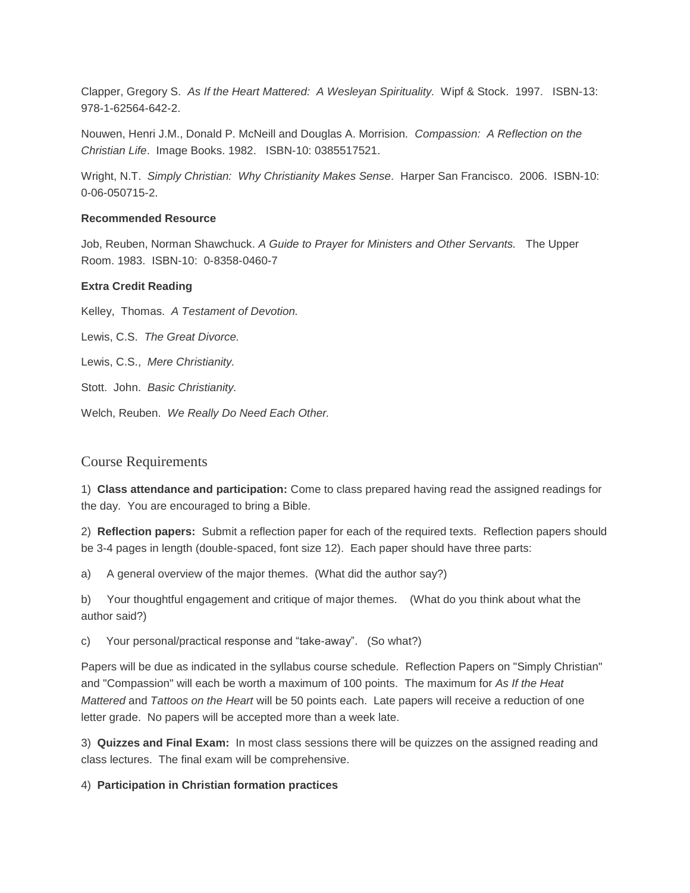Clapper, Gregory S. *As If the Heart Mattered: A Wesleyan Spirituality.* Wipf & Stock. 1997. ISBN-13: 978-1-62564-642-2.

Nouwen, Henri J.M., Donald P. McNeill and Douglas A. Morrision. *Compassion: A Reflection on the Christian Life*. Image Books. 1982. ISBN-10: 0385517521.

Wright, N.T. *Simply Christian: Why Christianity Makes Sense*. Harper San Francisco. 2006. ISBN-10: 0-06-050715-2.

**Recommended Resource**

Job, Reuben, Norman Shawchuck. *A Guide to Prayer for Ministers and Other Servants.* The Upper Room. 1983. ISBN-10: 0-8358-0460-7

**Extra Credit Reading**

Kelley, Thomas. *A Testament of Devotion.*

Lewis, C.S. *The Great Divorce.*

Lewis, C.S., *Mere Christianity.*

Stott. John. *Basic Christianity.*

Welch, Reuben. *We Really Do Need Each Other.*

## Course Requirements

1) **Class attendance and participation:** Come to class prepared having read the assigned readings for the day. You are encouraged to bring a Bible.

2) **Reflection papers:** Submit a reflection paper for each of the required texts. Reflection papers should be 3-4 pages in length (double-spaced, font size 12). Each paper should have three parts:

a) A general overview of the major themes. (What did the author say?)

b) Your thoughtful engagement and critique of major themes. (What do you think about what the author said?)

c) Your personal/practical response and "take-away". (So what?)

Papers will be due as indicated in the syllabus course schedule. Reflection Papers on "Simply Christian" and "Compassion" will each be worth a maximum of 100 points. The maximum for *As If the Heat Mattered* and *Tattoos on the Heart* will be 50 points each. Late papers will receive a reduction of one letter grade. No papers will be accepted more than a week late.

3) **Quizzes and Final Exam:** In most class sessions there will be quizzes on the assigned reading and class lectures. The final exam will be comprehensive.

4) **Participation in Christian formation practices**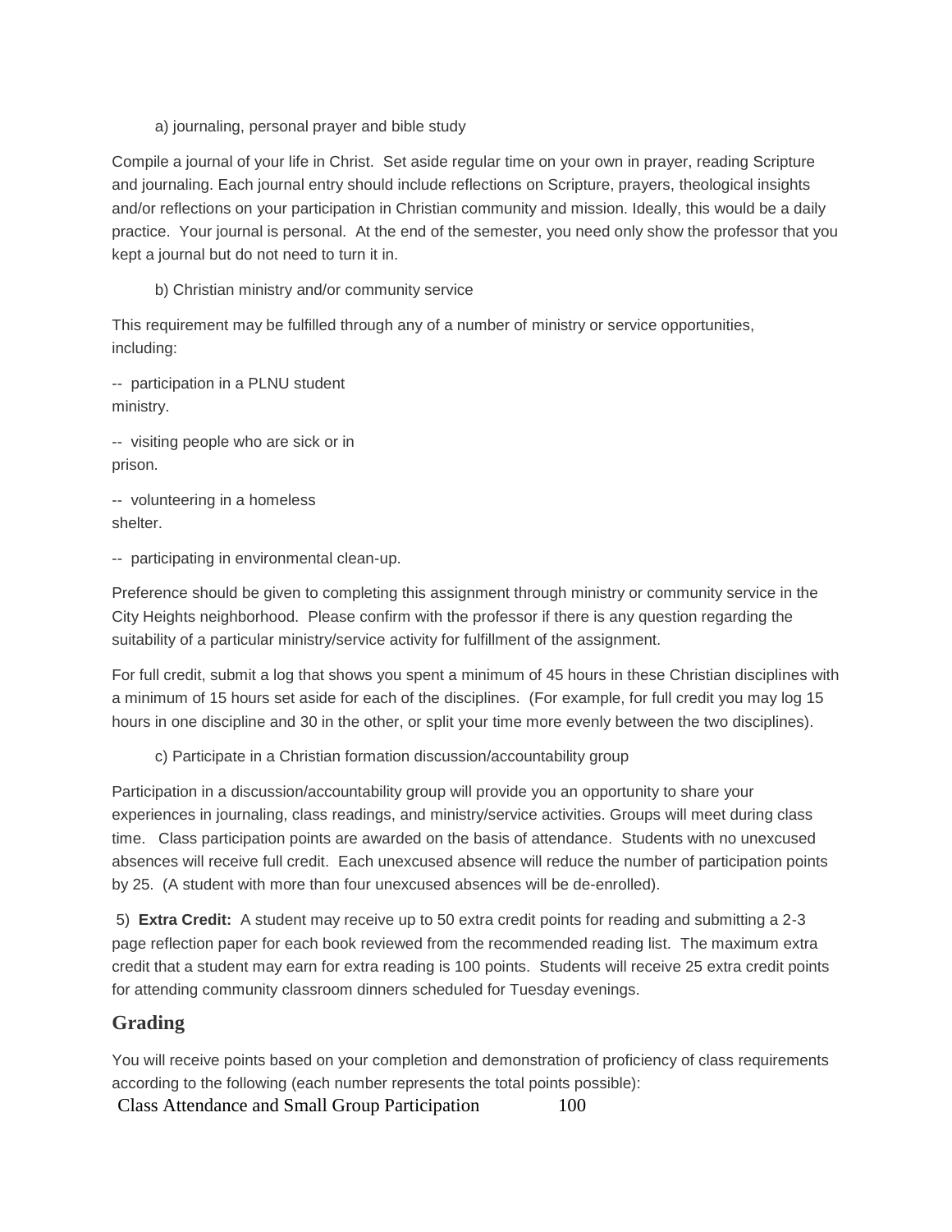a) journaling, personal prayer and bible study

Compile a journal of your life in Christ. Set aside regular time on your own in prayer, reading Scripture and journaling. Each journal entry should include reflections on Scripture, prayers, theological insights and/or reflections on your participation in Christian community and mission. Ideally, this would be a daily practice. Your journal is personal. At the end of the semester, you need only show the professor that you kept a journal but do not need to turn it in.

b) Christian ministry and/or community service

This requirement may be fulfilled through any of a number of ministry or service opportunities, including:

-- participation in a PLNU student ministry.

-- visiting people who are sick or in prison.

-- volunteering in a homeless shelter.

-- participating in environmental clean-up.

Preference should be given to completing this assignment through ministry or community service in the City Heights neighborhood. Please confirm with the professor if there is any question regarding the suitability of a particular ministry/service activity for fulfillment of the assignment.

For full credit, submit a log that shows you spent a minimum of 45 hours in these Christian disciplines with a minimum of 15 hours set aside for each of the disciplines. (For example, for full credit you may log 15 hours in one discipline and 30 in the other, or split your time more evenly between the two disciplines).

c) Participate in a Christian formation discussion/accountability group

Participation in a discussion/accountability group will provide you an opportunity to share your experiences in journaling, class readings, and ministry/service activities. Groups will meet during class time. Class participation points are awarded on the basis of attendance. Students with no unexcused absences will receive full credit. Each unexcused absence will reduce the number of participation points by 25. (A student with more than four unexcused absences will be de-enrolled).

5) **Extra Credit:** A student may receive up to 50 extra credit points for reading and submitting a 2-3 page reflection paper for each book reviewed from the recommended reading list. The maximum extra credit that a student may earn for extra reading is 100 points. Students will receive 25 extra credit points for attending community classroom dinners scheduled for Tuesday evenings.

## Grading

You will receive points based on your completion and demonstration of proficiency of class requirements according to the following (each number represents the total points possible):

| | |
|---|---|
| Class Attendance and Small Group Participation | 100 |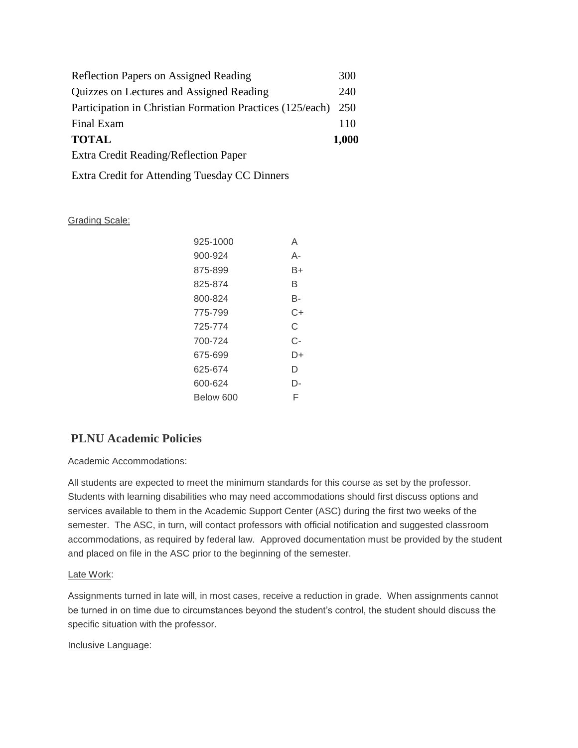| | |
|---|---|
| Reflection Papers on Assigned Reading | 300 |
| Quizzes on Lectures and Assigned Reading | 240 |
| Participation in Christian Formation Practices (125/each) | 250 |
| Final Exam | 110 |
| **TOTAL** | **1,000** |
| Extra Credit Reading/Reflection Paper | |
| Extra Credit for Attending Tuesday CC Dinners | |

Grading Scale:

| | |
|---|---|
| 925-1000 | A |
| 900-924 | A- |
| 875-899 | B+ |
| 825-874 | B |
| 800-824 | B- |
| 775-799 | C+ |
| 725-774 | C |
| 700-724 | C- |
| 675-699 | D+ |
| 625-674 | D |
| 600-624 | D- |
| Below 600 | F |

## PLNU Academic Policies

Academic Accommodations:

All students are expected to meet the minimum standards for this course as set by the professor. Students with learning disabilities who may need accommodations should first discuss options and services available to them in the Academic Support Center (ASC) during the first two weeks of the semester. The ASC, in turn, will contact professors with official notification and suggested classroom accommodations, as required by federal law. Approved documentation must be provided by the student and placed on file in the ASC prior to the beginning of the semester.

Late Work:

Assignments turned in late will, in most cases, receive a reduction in grade. When assignments cannot be turned in on time due to circumstances beyond the student's control, the student should discuss the specific situation with the professor.

Inclusive Language: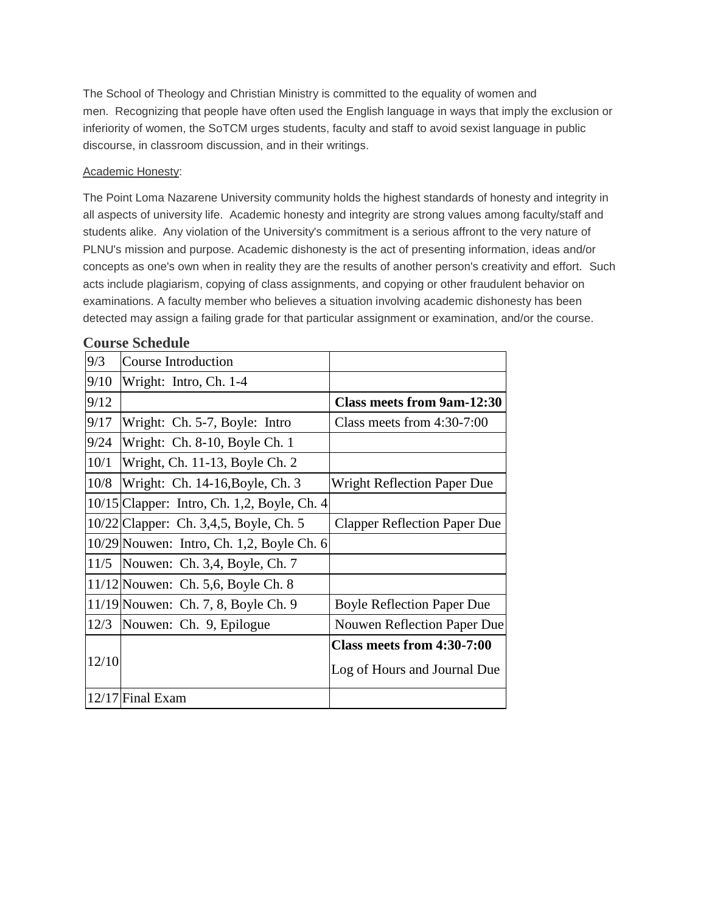The School of Theology and Christian Ministry is committed to the equality of women and men. Recognizing that people have often used the English language in ways that imply the exclusion or inferiority of women, the SoTCM urges students, faculty and staff to avoid sexist language in public discourse, in classroom discussion, and in their writings.

Academic Honesty:

The Point Loma Nazarene University community holds the highest standards of honesty and integrity in all aspects of university life. Academic honesty and integrity are strong values among faculty/staff and students alike. Any violation of the University's commitment is a serious affront to the very nature of PLNU's mission and purpose. Academic dishonesty is the act of presenting information, ideas and/or concepts as one's own when in reality they are the results of another person's creativity and effort. Such acts include plagiarism, copying of class assignments, and copying or other fraudulent behavior on examinations. A faculty member who believes a situation involving academic dishonesty has been detected may assign a failing grade for that particular assignment or examination, and/or the course.

## Course Schedule

| | | |
|---|---|---|
| 9/3 | Course Introduction | |
| 9/10 | Wright: Intro, Ch. 1-4 | |
| 9/12 | | **Class meets from 9am-12:30** |
| 9/17 | Wright: Ch. 5-7, Boyle: Intro | Class meets from 4:30-7:00 |
| 9/24 | Wright: Ch. 8-10, Boyle Ch. 1 | |
| 10/1 | Wright, Ch. 11-13, Boyle Ch. 2 | |
| 10/8 | Wright: Ch. 14-16,Boyle, Ch. 3 | Wright Reflection Paper Due |
| 10/15 | Clapper: Intro, Ch. 1,2, Boyle, Ch. 4 | |
| 10/22 | Clapper: Ch. 3,4,5, Boyle, Ch. 5 | Clapper Reflection Paper Due |
| 10/29 | Nouwen: Intro, Ch. 1,2, Boyle Ch. 6 | |
| 11/5 | Nouwen: Ch. 3,4, Boyle, Ch. 7 | |
| 11/12 | Nouwen: Ch. 5,6, Boyle Ch. 8 | |
| 11/19 | Nouwen: Ch. 7, 8, Boyle Ch. 9 | Boyle Reflection Paper Due |
| 12/3 | Nouwen: Ch. 9, Epilogue | Nouwen Reflection Paper Due |
| 12/10 | | **Class meets from 4:30-7:00** Log of Hours and Journal Due |
| 12/17 | Final Exam | |